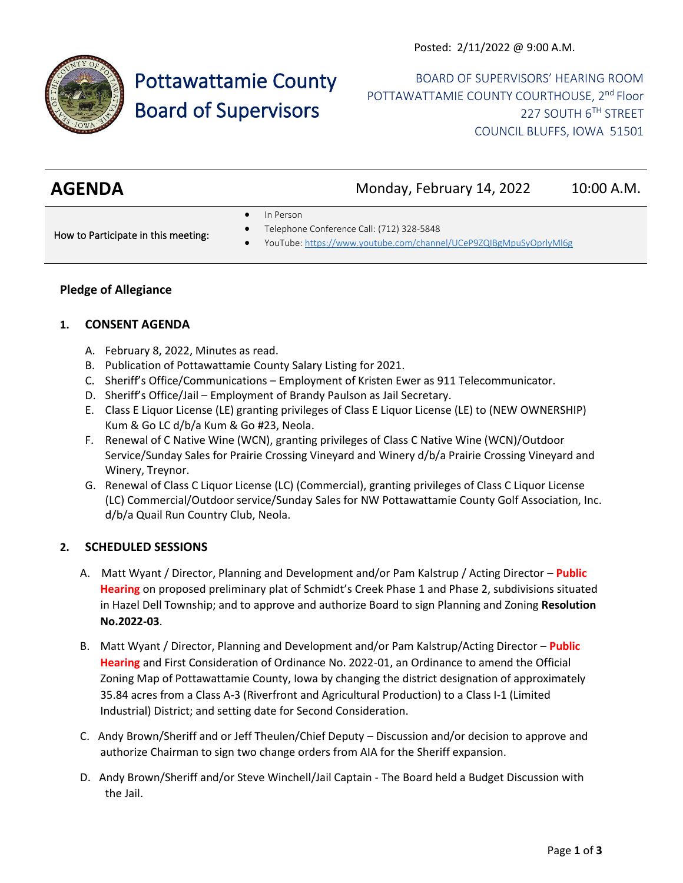Posted: 2/11/2022 @ 9:00 A.M.

# Pottawattamie County Board of Supervisors

BOARD OF SUPERVISORS' HEARING ROOM
POTTAWATTAMIE COUNTY COURTHOUSE, 2nd Floor
227 SOUTH 6TH STREET
COUNCIL BLUFFS, IOWA 51501

## AGENDA

Monday, February 14, 2022 10:00 A.M.

How to Participate in this meeting:

- In Person
- Telephone Conference Call: (712) 328-5848
- YouTube: https://www.youtube.com/channel/UCeP9ZQIBgMpuSyOprlyMl6g

**Pledge of Allegiance**

### 1. CONSENT AGENDA

A. February 8, 2022, Minutes as read.
B. Publication of Pottawattamie County Salary Listing for 2021.
C. Sheriff's Office/Communications – Employment of Kristen Ewer as 911 Telecommunicator.
D. Sheriff's Office/Jail – Employment of Brandy Paulson as Jail Secretary.
E. Class E Liquor License (LE) granting privileges of Class E Liquor License (LE) to (NEW OWNERSHIP) Kum & Go LC d/b/a Kum & Go #23, Neola.
F. Renewal of C Native Wine (WCN), granting privileges of Class C Native Wine (WCN)/Outdoor Service/Sunday Sales for Prairie Crossing Vineyard and Winery d/b/a Prairie Crossing Vineyard and Winery, Treynor.
G. Renewal of Class C Liquor License (LC) (Commercial), granting privileges of Class C Liquor License (LC) Commercial/Outdoor service/Sunday Sales for NW Pottawattamie County Golf Association, Inc. d/b/a Quail Run Country Club, Neola.

### 2. SCHEDULED SESSIONS

A. Matt Wyant / Director, Planning and Development and/or Pam Kalstrup / Acting Director – **Public Hearing** on proposed preliminary plat of Schmidt's Creek Phase 1 and Phase 2, subdivisions situated in Hazel Dell Township; and to approve and authorize Board to sign Planning and Zoning **Resolution No.2022-03**.

B. Matt Wyant / Director, Planning and Development and/or Pam Kalstrup/Acting Director – **Public Hearing** and First Consideration of Ordinance No. 2022-01, an Ordinance to amend the Official Zoning Map of Pottawattamie County, Iowa by changing the district designation of approximately 35.84 acres from a Class A-3 (Riverfront and Agricultural Production) to a Class I-1 (Limited Industrial) District; and setting date for Second Consideration.

C. Andy Brown/Sheriff and or Jeff Theulen/Chief Deputy – Discussion and/or decision to approve and authorize Chairman to sign two change orders from AIA for the Sheriff expansion.

D. Andy Brown/Sheriff and/or Steve Winchell/Jail Captain - The Board held a Budget Discussion with the Jail.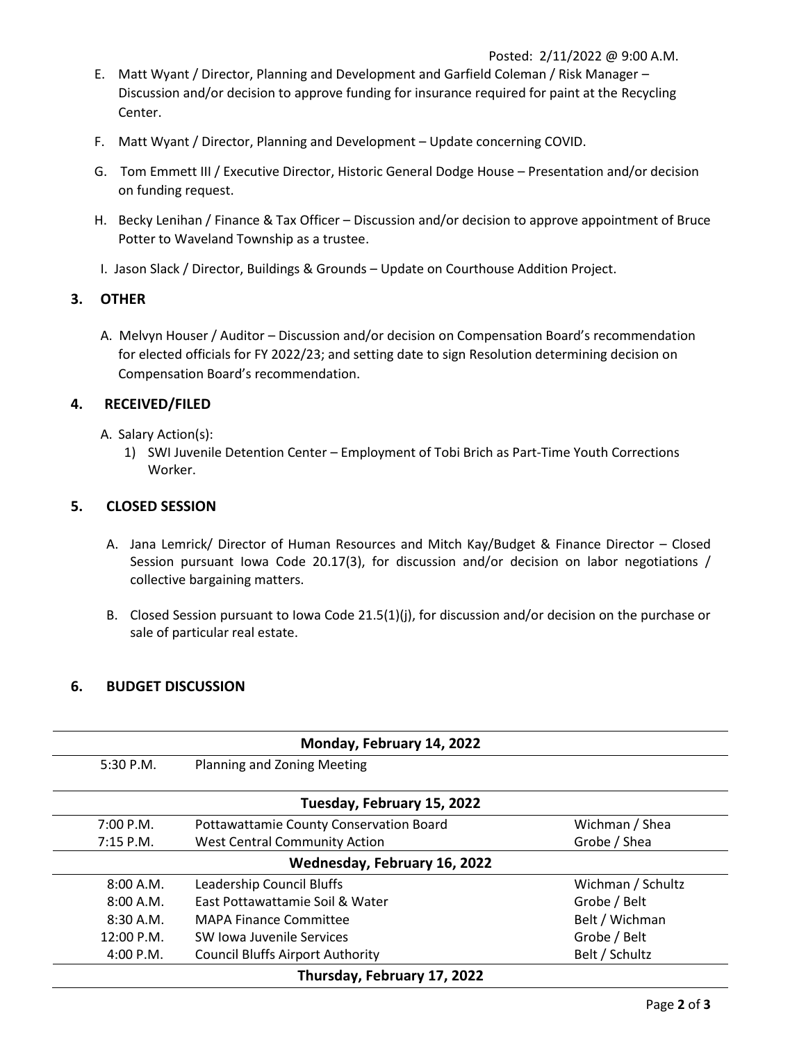Posted: 2/11/2022 @ 9:00 A.M.

E. Matt Wyant / Director, Planning and Development and Garfield Coleman / Risk Manager – Discussion and/or decision to approve funding for insurance required for paint at the Recycling Center.

F. Matt Wyant / Director, Planning and Development – Update concerning COVID.

G. Tom Emmett III / Executive Director, Historic General Dodge House – Presentation and/or decision on funding request.

H. Becky Lenihan / Finance & Tax Officer – Discussion and/or decision to approve appointment of Bruce Potter to Waveland Township as a trustee.

I. Jason Slack / Director, Buildings & Grounds – Update on Courthouse Addition Project.

## 3. OTHER

A. Melvyn Houser / Auditor – Discussion and/or decision on Compensation Board's recommendation for elected officials for FY 2022/23; and setting date to sign Resolution determining decision on Compensation Board's recommendation.

## 4. RECEIVED/FILED

A. Salary Action(s):
   1) SWI Juvenile Detention Center – Employment of Tobi Brich as Part-Time Youth Corrections Worker.

## 5. CLOSED SESSION

A. Jana Lemrick/ Director of Human Resources and Mitch Kay/Budget & Finance Director – Closed Session pursuant Iowa Code 20.17(3), for discussion and/or decision on labor negotiations / collective bargaining matters.

B. Closed Session pursuant to Iowa Code 21.5(1)(j), for discussion and/or decision on the purchase or sale of particular real estate.

## 6. BUDGET DISCUSSION

| | | |
|---|---|---|
| **Monday, February 14, 2022** | | |
| 5:30 P.M. | Planning and Zoning Meeting | |
| **Tuesday, February 15, 2022** | | |
| 7:00 P.M. | Pottawattamie County Conservation Board | Wichman / Shea |
| 7:15 P.M. | West Central Community Action | Grobe / Shea |
| **Wednesday, February 16, 2022** | | |
| 8:00 A.M. | Leadership Council Bluffs | Wichman / Schultz |
| 8:00 A.M. | East Pottawattamie Soil & Water | Grobe / Belt |
| 8:30 A.M. | MAPA Finance Committee | Belt / Wichman |
| 12:00 P.M. | SW Iowa Juvenile Services | Grobe / Belt |
| 4:00 P.M. | Council Bluffs Airport Authority | Belt / Schultz |
| **Thursday, February 17, 2022** | | |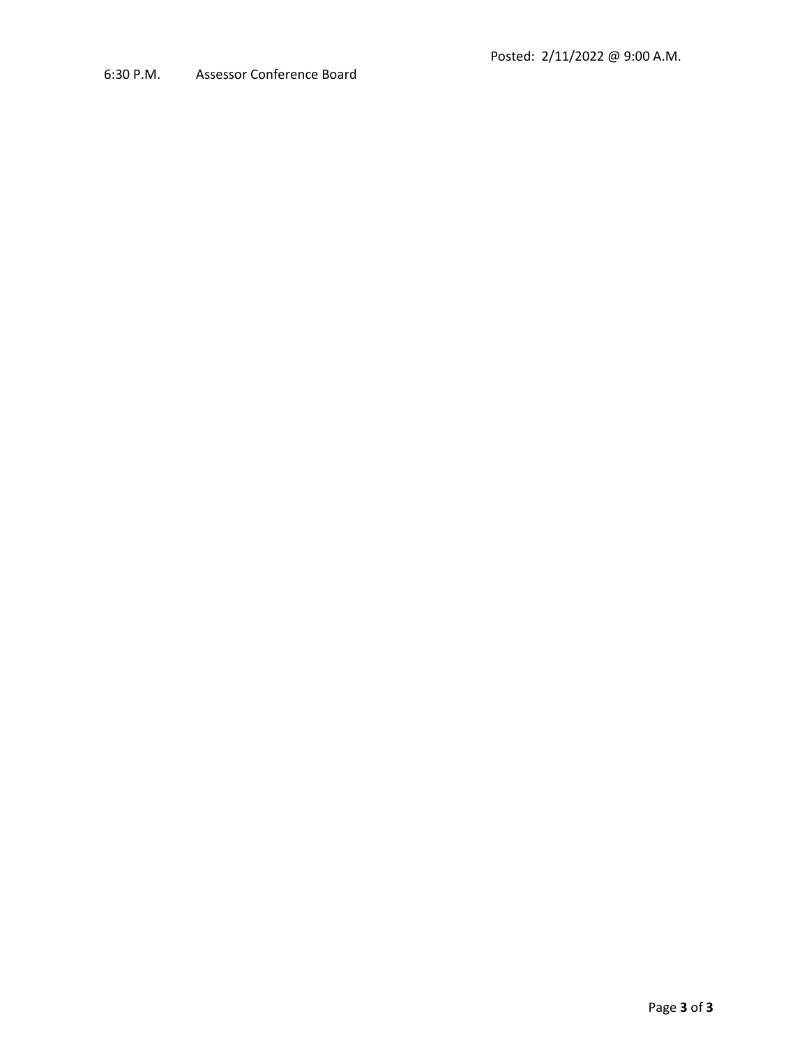Posted: 2/11/2022 @ 9:00 A.M.

6:30 P.M.    Assessor Conference Board